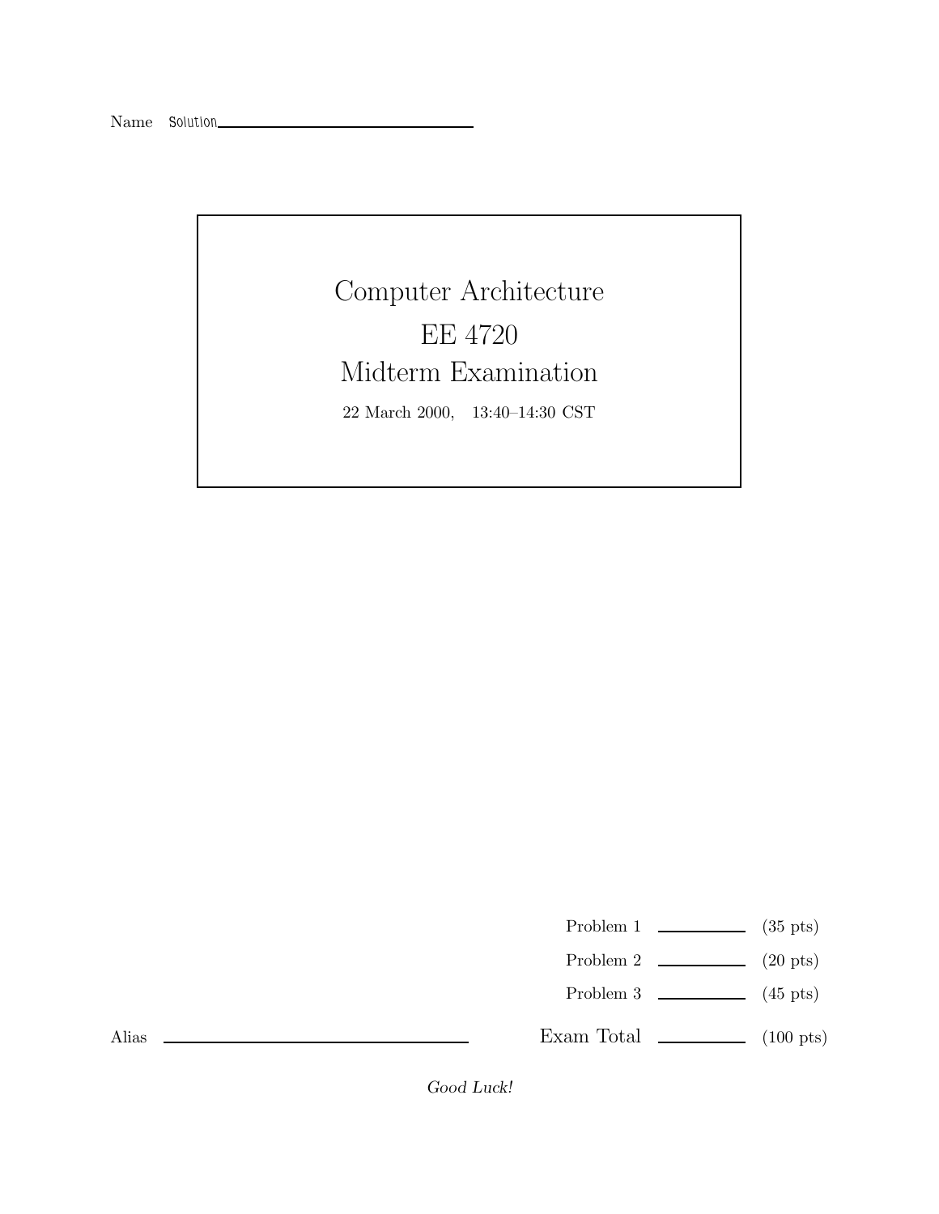Name Solution

# Computer Architecture

# EE 4720

# Midterm Examination

22 March 2000, 13:40–14:30 CST

| | | |
|---|---|---|
| Problem 1 | ______ | (35 pts) |
| Problem 2 | ______ | (20 pts) |
| Problem 3 | ______ | (45 pts) |
| Exam Total | ______ | (100 pts) |

Alias ______________________

*Good Luck!*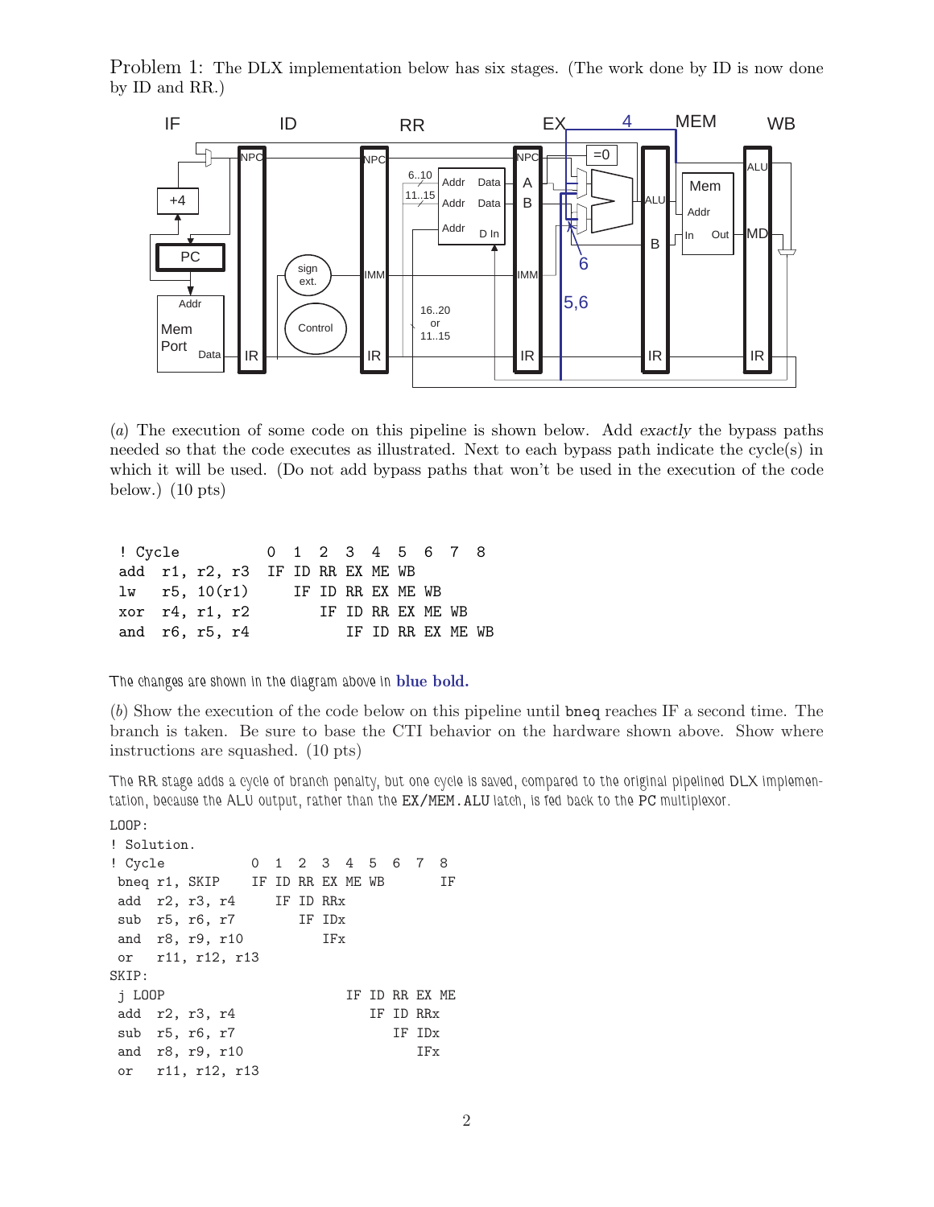Problem 1: The DLX implementation below has six stages. (The work done by ID is now done by ID and RR.)

(*a*) The execution of some code on this pipeline is shown below. Add *exactly* the bypass paths needed so that the code executes as illustrated. Next to each bypass path indicate the cycle(s) in which it will be used. (Do not add bypass paths that won't be used in the execution of the code below.) (10 pts)

```
! Cycle           0  1  2  3  4  5  6  7  8
add  r1, r2, r3   IF ID RR EX ME WB
lw   r5, 10(r1)      IF ID RR EX ME WB
xor  r4, r1, r2         IF ID RR EX ME WB
and  r6, r5, r4            IF ID RR EX ME WB
```

The changes are shown in the diagram above in **blue bold.**

(*b*) Show the execution of the code below on this pipeline until `bneq` reaches IF a second time. The branch is taken. Be sure to base the CTI behavior on the hardware shown above. Show where instructions are squashed. (10 pts)

The RR stage adds a cycle of branch penalty, but one cycle is saved, compared to the original pipelined DLX implementation, because the ALU output, rather than the `EX/MEM.ALU` latch, is fed back to the PC multiplexor.

```
LOOP:
! Solution.
! Cycle           0  1  2  3  4  5  6  7  8
 bneq r1, SKIP    IF ID RR EX ME WB       IF
 add  r2, r3, r4     IF ID RRx
 sub  r5, r6, r7        IF IDx
 and  r8, r9, r10          IFx
 or   r11, r12, r13
SKIP:
 j LOOP                       IF ID RR EX ME
 add  r2, r3, r4                 IF ID RRx
 sub  r5, r6, r7                    IF IDx
 and  r8, r9, r10                      IFx
 or   r11, r12, r13
```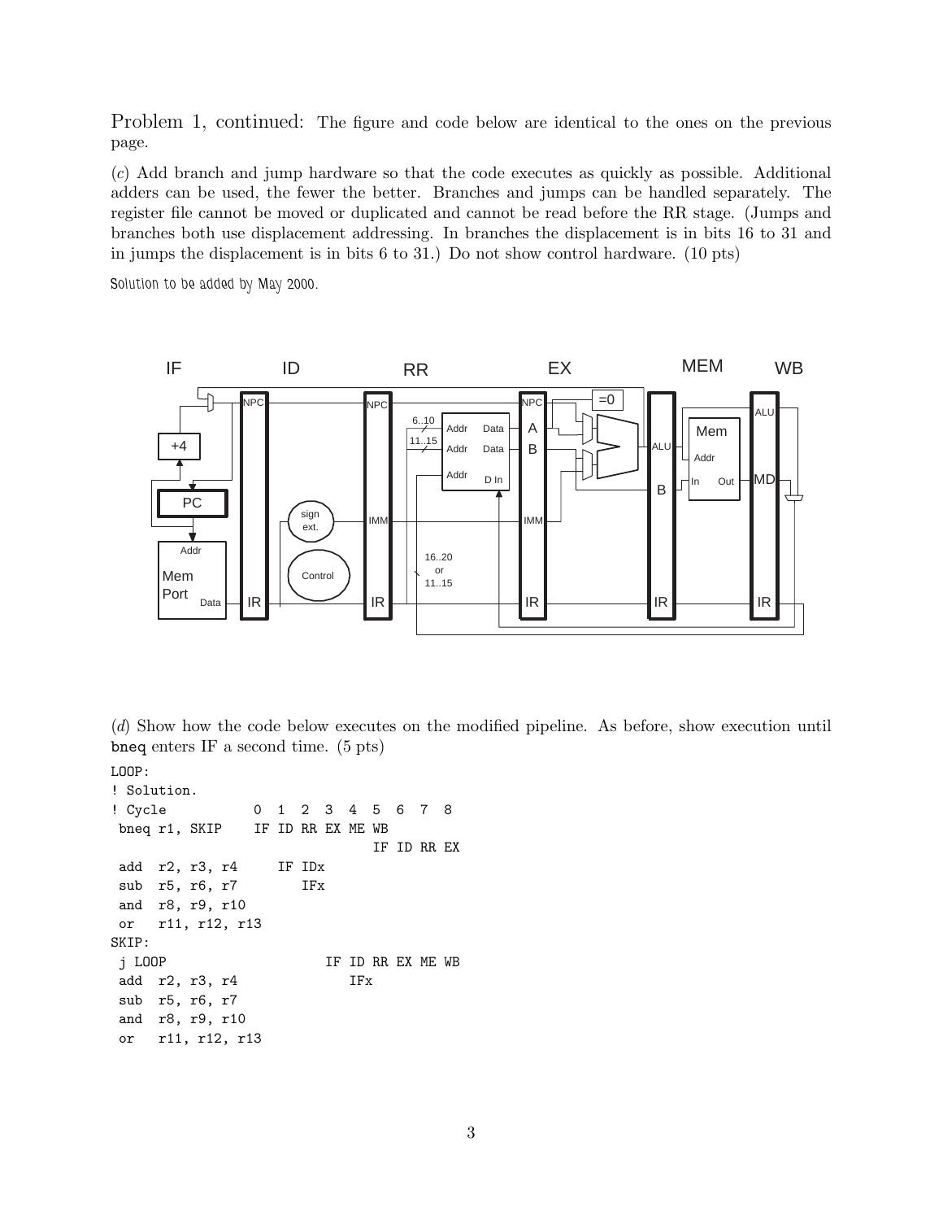Problem 1, continued: The figure and code below are identical to the ones on the previous page.

(*c*) Add branch and jump hardware so that the code executes as quickly as possible. Additional adders can be used, the fewer the better. Branches and jumps can be handled separately. The register file cannot be moved or duplicated and cannot be read before the RR stage. (Jumps and branches both use displacement addressing. In branches the displacement is in bits 16 to 31 and in jumps the displacement is in bits 6 to 31.) Do not show control hardware. (10 pts)

*Solution to be added by May 2000.*

(*d*) Show how the code below executes on the modified pipeline. As before, show execution until `bneq` enters IF a second time. (5 pts)

```
LOOP:
! Solution.
! Cycle           0  1  2  3  4  5  6  7  8
 bneq r1, SKIP    IF ID RR EX ME WB
                                 IF ID RR EX
 add  r2, r3, r4     IF IDx
 sub  r5, r6, r7        IFx
 and  r8, r9, r10
 or   r11, r12, r13
SKIP:
 j LOOP                    IF ID RR EX ME WB
 add  r2, r3, r4              IFx
 sub  r5, r6, r7
 and  r8, r9, r10
 or   r11, r12, r13
```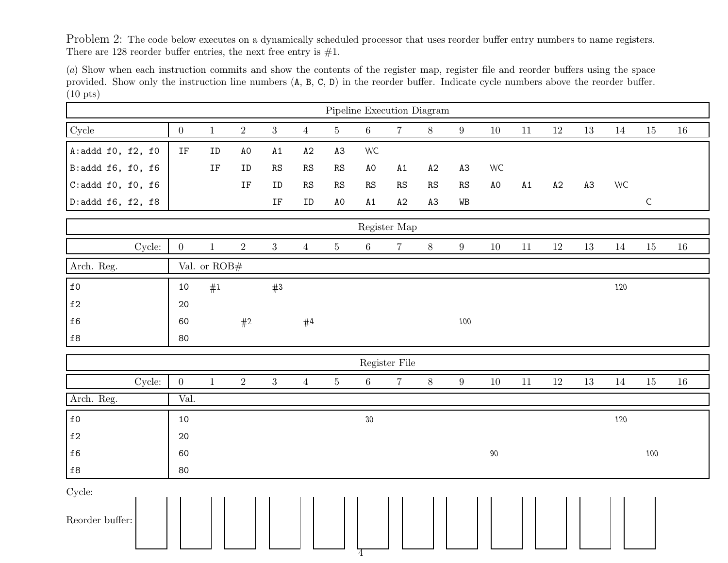**Problem 2:** The code below executes on a dynamically scheduled processor that uses reorder buffer entry numbers to name registers. There are 128 reorder buffer entries, the next free entry is #1.

(*a*) Show when each instruction commits and show the contents of the register map, register file and reorder buffers using the space provided. Show only the instruction line numbers (A, B, C, D) in the reorder buffer. Indicate cycle numbers above the reorder buffer. (10 pts)

**Pipeline Execution Diagram**

| Cycle | 0 | 1 | 2 | 3 | 4 | 5 | 6 | 7 | 8 | 9 | 10 | 11 | 12 | 13 | 14 | 15 | 16 |
|---|---|---|---|---|---|---|---|---|---|---|---|---|---|---|---|---|---|
| A:addd f0, f2, f0 | IF | ID | A0 | A1 | A2 | A3 | WC | | | | | | | | | | |
| B:addd f6, f0, f6 | | IF | ID | RS | RS | RS | A0 | A1 | A2 | A3 | WC | | | | | | |
| C:addd f0, f0, f6 | | | IF | ID | RS | RS | RS | RS | RS | RS | A0 | A1 | A2 | A3 | WC | | |
| D:addd f6, f2, f8 | | | | IF | ID | A0 | A1 | A2 | A3 | WB | | | | | | C | |

**Register Map**

| Cycle: | 0 | 1 | 2 | 3 | 4 | 5 | 6 | 7 | 8 | 9 | 10 | 11 | 12 | 13 | 14 | 15 | 16 |
|---|---|---|---|---|---|---|---|---|---|---|---|---|---|---|---|---|---|
| Arch. Reg. | Val. or ROB# | | | | | | | | | | | | | | | | |
| f0 | 10 | #1 | | #3 | | | | | | | | | | | 120 | | |
| f2 | 20 | | | | | | | | | | | | | | | | |
| f6 | 60 | | #2 | | #4 | | | | | 100 | | | | | | | |
| f8 | 80 | | | | | | | | | | | | | | | | |

**Register File**

| Cycle: | 0 | 1 | 2 | 3 | 4 | 5 | 6 | 7 | 8 | 9 | 10 | 11 | 12 | 13 | 14 | 15 | 16 |
|---|---|---|---|---|---|---|---|---|---|---|---|---|---|---|---|---|---|
| Arch. Reg. | Val. | | | | | | | | | | | | | | | | |
| f0 | 10 | | | | | | 30 | | | | | | | | 120 | | |
| f2 | 20 | | | | | | | | | | | | | | | | |
| f6 | 60 | | | | | | | | | | 90 | | | | | 100 | |
| f8 | 80 | | | | | | | | | | | | | | | | |

Cycle:

Reorder buffer: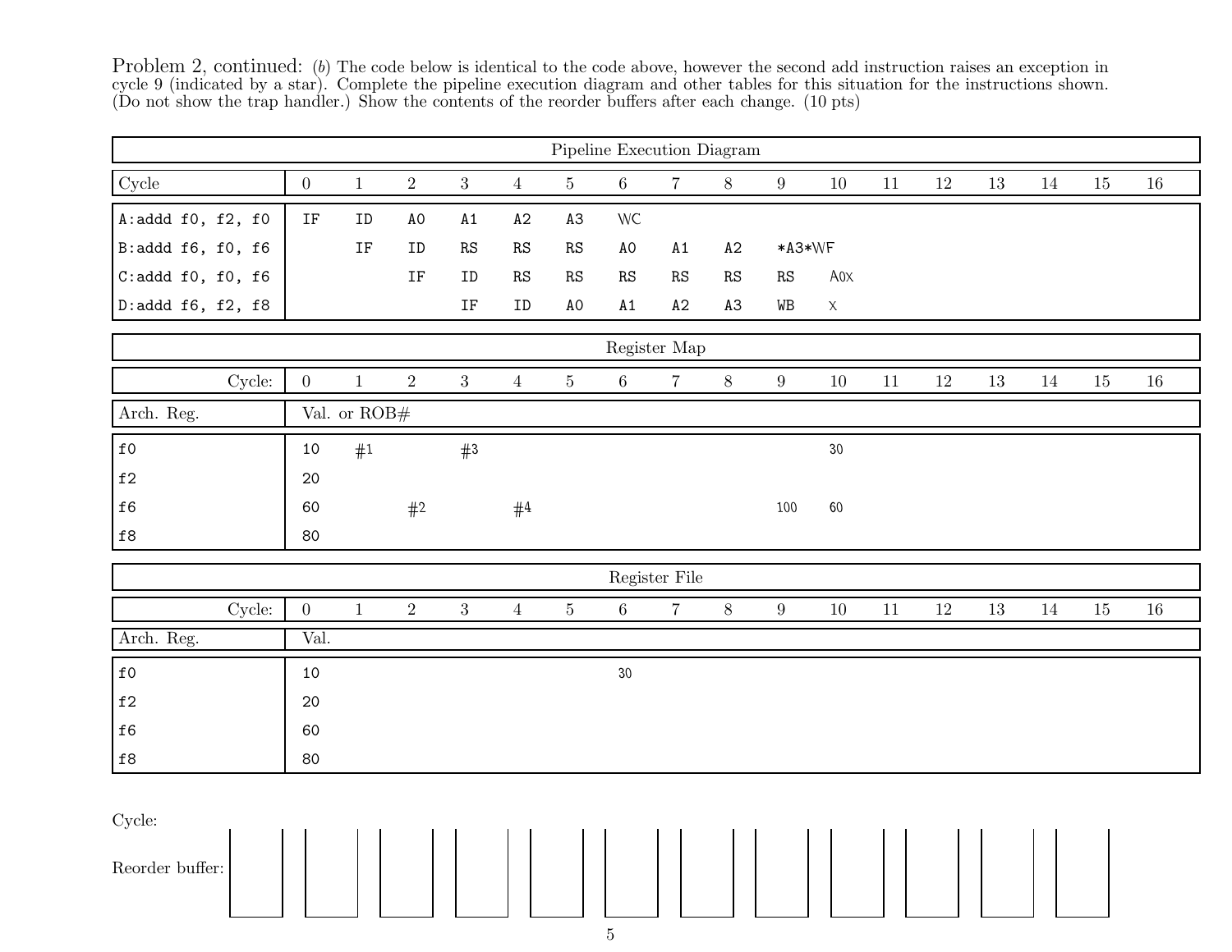Problem 2, continued: (*b*) The code below is identical to the code above, however the second add instruction raises an exception in cycle 9 (indicated by a star). Complete the pipeline execution diagram and other tables for this situation for the instructions shown. (Do not show the trap handler.) Show the contents of the reorder buffers after each change. (10 pts)

| Pipeline Execution Diagram | | | | | | | | | | | | | | | | | |
|---|---|---|---|---|---|---|---|---|---|---|---|---|---|---|---|---|---|
| Cycle | 0 | 1 | 2 | 3 | 4 | 5 | 6 | 7 | 8 | 9 | 10 | 11 | 12 | 13 | 14 | 15 | 16 |
| A:addd f0, f2, f0 | IF | ID | A0 | A1 | A2 | A3 | WC | | | | | | | | | | |
| B:addd f6, f0, f6 | | IF | ID | RS | RS | RS | A0 | A1 | A2 | *A3* | WF | | | | | | |
| C:addd f0, f0, f6 | | | IF | ID | RS | RS | RS | RS | RS | RS | A0X | | | | | | |
| D:addd f6, f2, f8 | | | | IF | ID | A0 | A1 | A2 | A3 | WB | X | | | | | | |

| Register Map | | | | | | | | | | | | | | | | | |
|---|---|---|---|---|---|---|---|---|---|---|---|---|---|---|---|---|---|
| Cycle: | 0 | 1 | 2 | 3 | 4 | 5 | 6 | 7 | 8 | 9 | 10 | 11 | 12 | 13 | 14 | 15 | 16 |
| Arch. Reg. | Val. or ROB# | | | | | | | | | | | | | | | | |
| f0 | 10 | #1 | | #3 | | | | | | | 30 | | | | | | |
| f2 | 20 | | | | | | | | | | | | | | | | |
| f6 | 60 | | #2 | | #4 | | | | | 100 | 60 | | | | | | |
| f8 | 80 | | | | | | | | | | | | | | | | |

| Register File | | | | | | | | | | | | | | | | | |
|---|---|---|---|---|---|---|---|---|---|---|---|---|---|---|---|---|---|
| Cycle: | 0 | 1 | 2 | 3 | 4 | 5 | 6 | 7 | 8 | 9 | 10 | 11 | 12 | 13 | 14 | 15 | 16 |
| Arch. Reg. | Val. | | | | | | | | | | | | | | | | |
| f0 | 10 | | | | | | 30 | | | | | | | | | | |
| f2 | 20 | | | | | | | | | | | | | | | | |
| f6 | 60 | | | | | | | | | | | | | | | | |
| f8 | 80 | | | | | | | | | | | | | | | | |

Cycle:

Reorder buffer: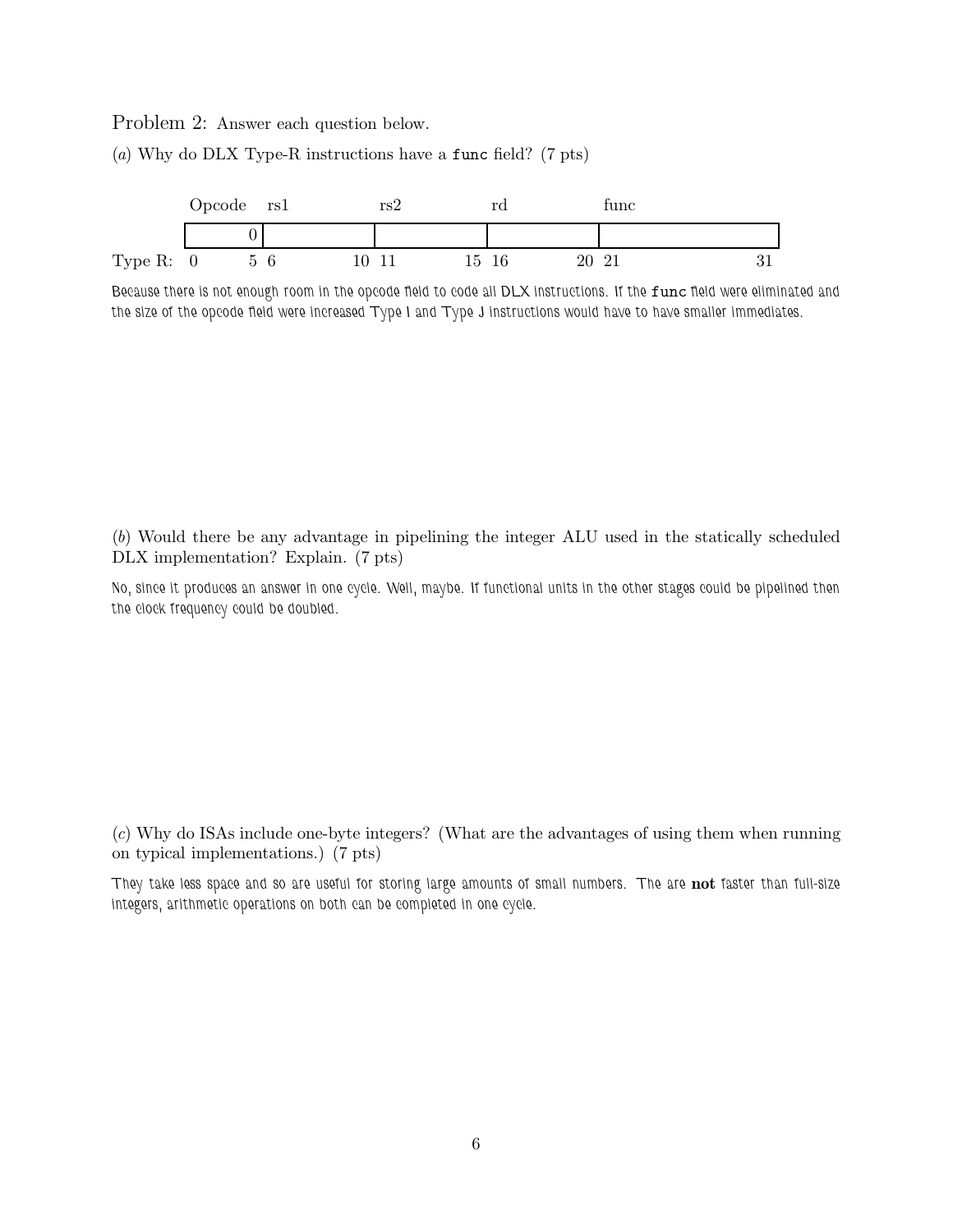Problem 2: Answer each question below.

(*a*) Why do DLX Type-R instructions have a `func` field? (7 pts)

| | Opcode | rs1 | rs2 | rd | func |
|---|---|---|---|---|---|
| | 0 | | | | |
| Type R: | 0 &nbsp;&nbsp; 5 | 6 &nbsp;&nbsp; 10 | 11 &nbsp;&nbsp; 15 | 16 &nbsp;&nbsp; 20 | 21 &nbsp;&nbsp; 31 |

Because there is not enough room in the opcode field to code all DLX instructions. If the `func` field were eliminated and the size of the opcode field were increased Type I and Type J instructions would have to have smaller immediates.

(*b*) Would there be any advantage in pipelining the integer ALU used in the statically scheduled DLX implementation? Explain. (7 pts)

No, since it produces an answer in one cycle. Well, maybe. If functional units in the other stages could be pipelined then the clock frequency could be doubled.

(*c*) Why do ISAs include one-byte integers? (What are the advantages of using them when running on typical implementations.) (7 pts)

They take less space and so are useful for storing large amounts of small numbers. The are **not** faster than full-size integers, arithmetic operations on both can be completed in one cycle.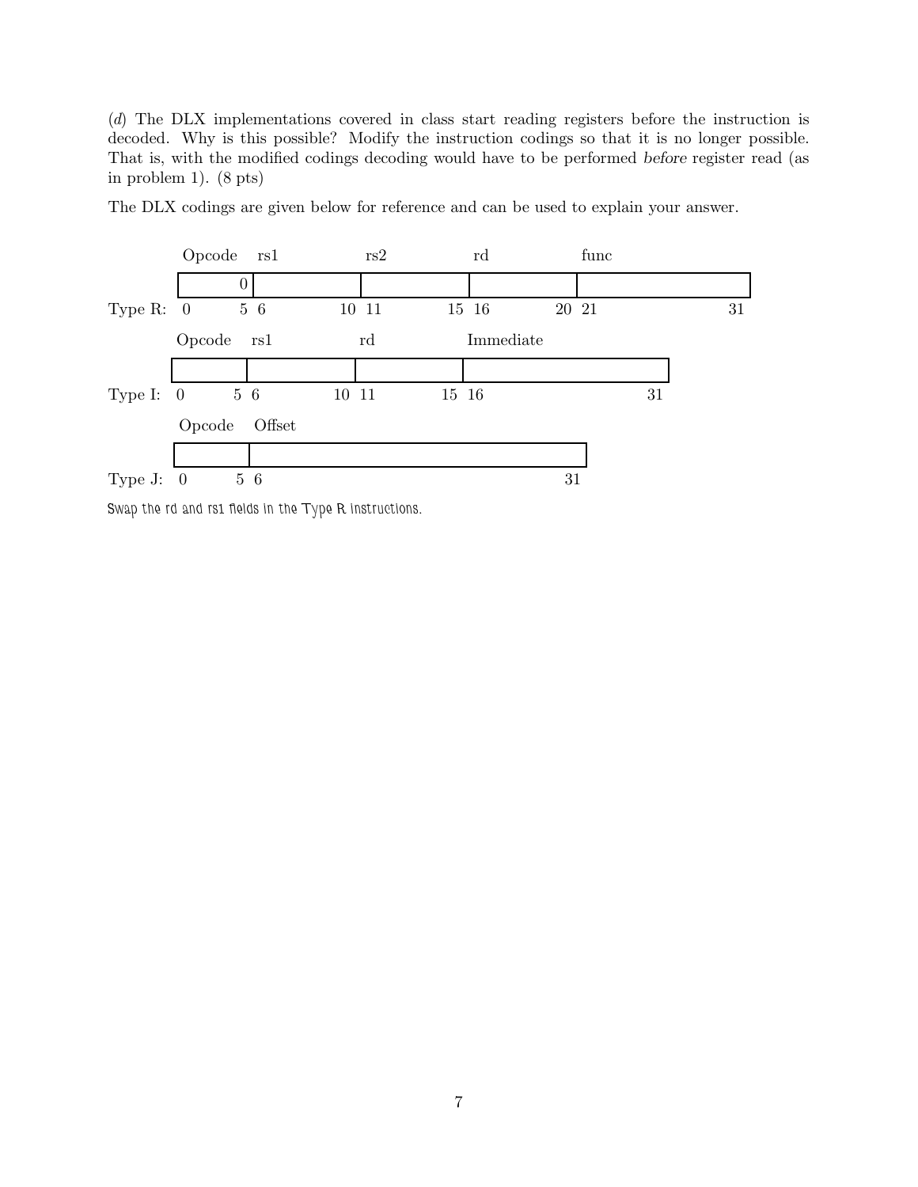(*d*) The DLX implementations covered in class start reading registers before the instruction is decoded. Why is this possible? Modify the instruction codings so that it is no longer possible. That is, with the modified codings decoding would have to be performed *before* register read (as in problem 1). (8 pts)

The DLX codings are given below for reference and can be used to explain your answer.

**Type R:**

| Opcode | rs1 | rs2 | rd | func |
|---|---|---|---|---|
| 0 | | | | |
| 0–5 | 6–10 | 11–15 | 16–20 | 21–31 |

**Type I:**

| Opcode | rs1 | rd | Immediate |
|---|---|---|---|
| 0–5 | 6–10 | 11–15 | 16–31 |

**Type J:**

| Opcode | Offset |
|---|---|
| 0–5 | 6–31 |

Swap the rd and rs1 fields in the Type R instructions.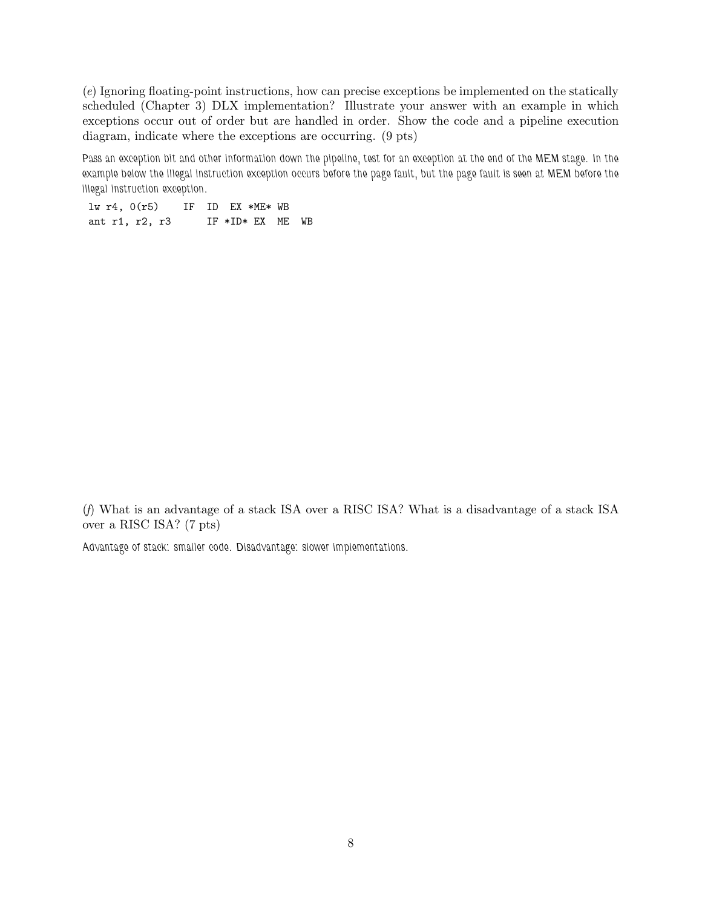(*e*) Ignoring floating-point instructions, how can precise exceptions be implemented on the statically scheduled (Chapter 3) DLX implementation? Illustrate your answer with an example in which exceptions occur out of order but are handled in order. Show the code and a pipeline execution diagram, indicate where the exceptions are occurring. (9 pts)

Pass an exception bit and other information down the pipeline, test for an exception at the end of the MEM stage. In the example below the illegal instruction exception occurs before the page fault, but the page fault is seen at MEM before the illegal instruction exception.

```
lw r4, 0(r5)     IF  ID  EX *ME* WB
ant r1, r2, r3       IF *ID* EX  ME  WB
```

(*f*) What is an advantage of a stack ISA over a RISC ISA? What is a disadvantage of a stack ISA over a RISC ISA? (7 pts)

Advantage of stack: smaller code. Disadvantage: slower implementations.